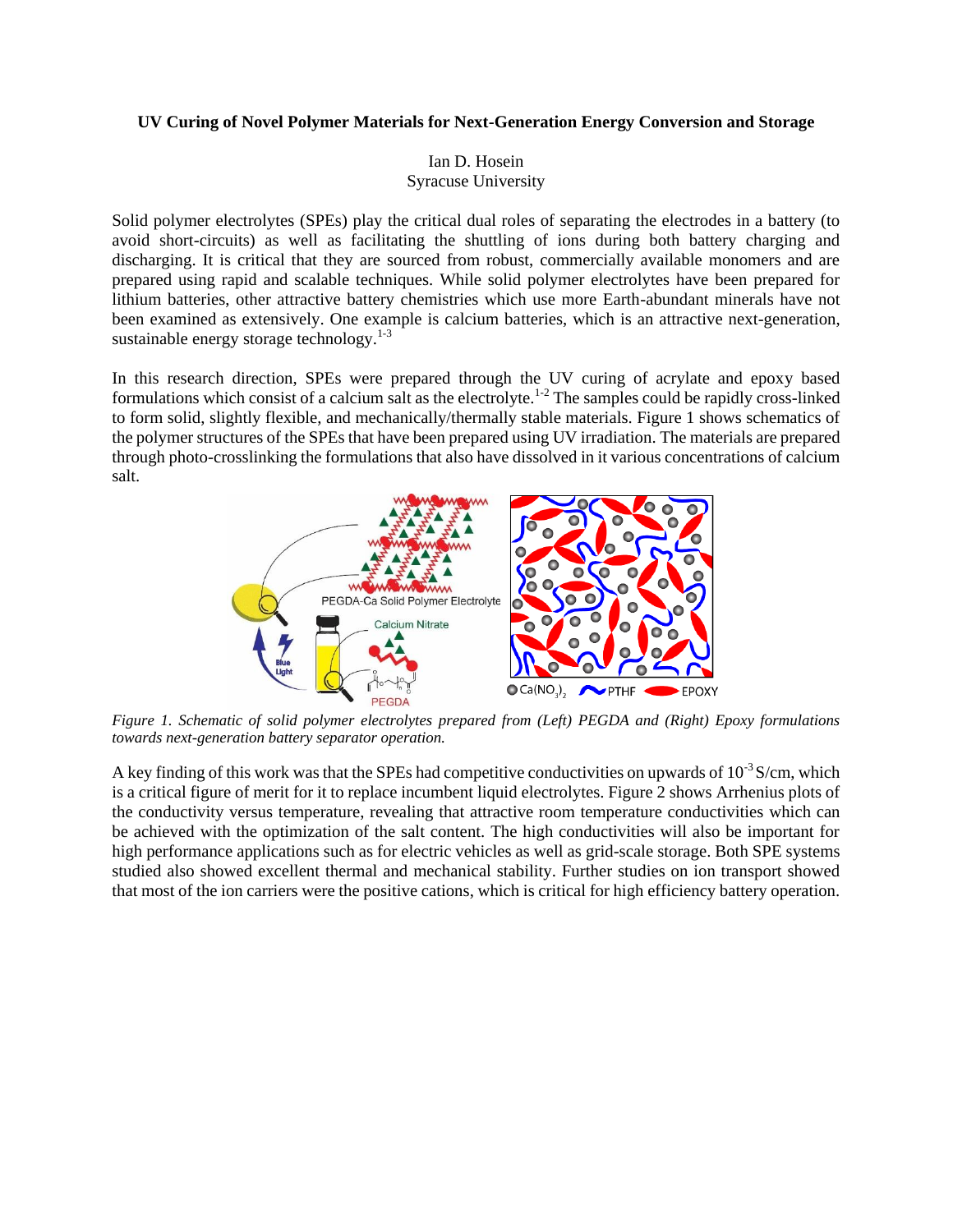**UV Curing of Novel Polymer Materials for Next-Generation Energy Conversion and Storage**

Ian D. Hosein
Syracuse University

Solid polymer electrolytes (SPEs) play the critical dual roles of separating the electrodes in a battery (to avoid short-circuits) as well as facilitating the shuttling of ions during both battery charging and discharging. It is critical that they are sourced from robust, commercially available monomers and are prepared using rapid and scalable techniques. While solid polymer electrolytes have been prepared for lithium batteries, other attractive battery chemistries which use more Earth-abundant minerals have not been examined as extensively. One example is calcium batteries, which is an attractive next-generation, sustainable energy storage technology.[1-3]

In this research direction, SPEs were prepared through the UV curing of acrylate and epoxy based formulations which consist of a calcium salt as the electrolyte.[1-2] The samples could be rapidly cross-linked to form solid, slightly flexible, and mechanically/thermally stable materials. Figure 1 shows schematics of the polymer structures of the SPEs that have been prepared using UV irradiation. The materials are prepared through photo-crosslinking the formulations that also have dissolved in it various concentrations of calcium salt.

*Figure 1. Schematic of solid polymer electrolytes prepared from (Left) PEGDA and (Right) Epoxy formulations towards next-generation battery separator operation.*

A key finding of this work was that the SPEs had competitive conductivities on upwards of $10^{-3}$ S/cm, which is a critical figure of merit for it to replace incumbent liquid electrolytes. Figure 2 shows Arrhenius plots of the conductivity versus temperature, revealing that attractive room temperature conductivities which can be achieved with the optimization of the salt content. The high conductivities will also be important for high performance applications such as for electric vehicles as well as grid-scale storage. Both SPE systems studied also showed excellent thermal and mechanical stability. Further studies on ion transport showed that most of the ion carriers were the positive cations, which is critical for high efficiency battery operation.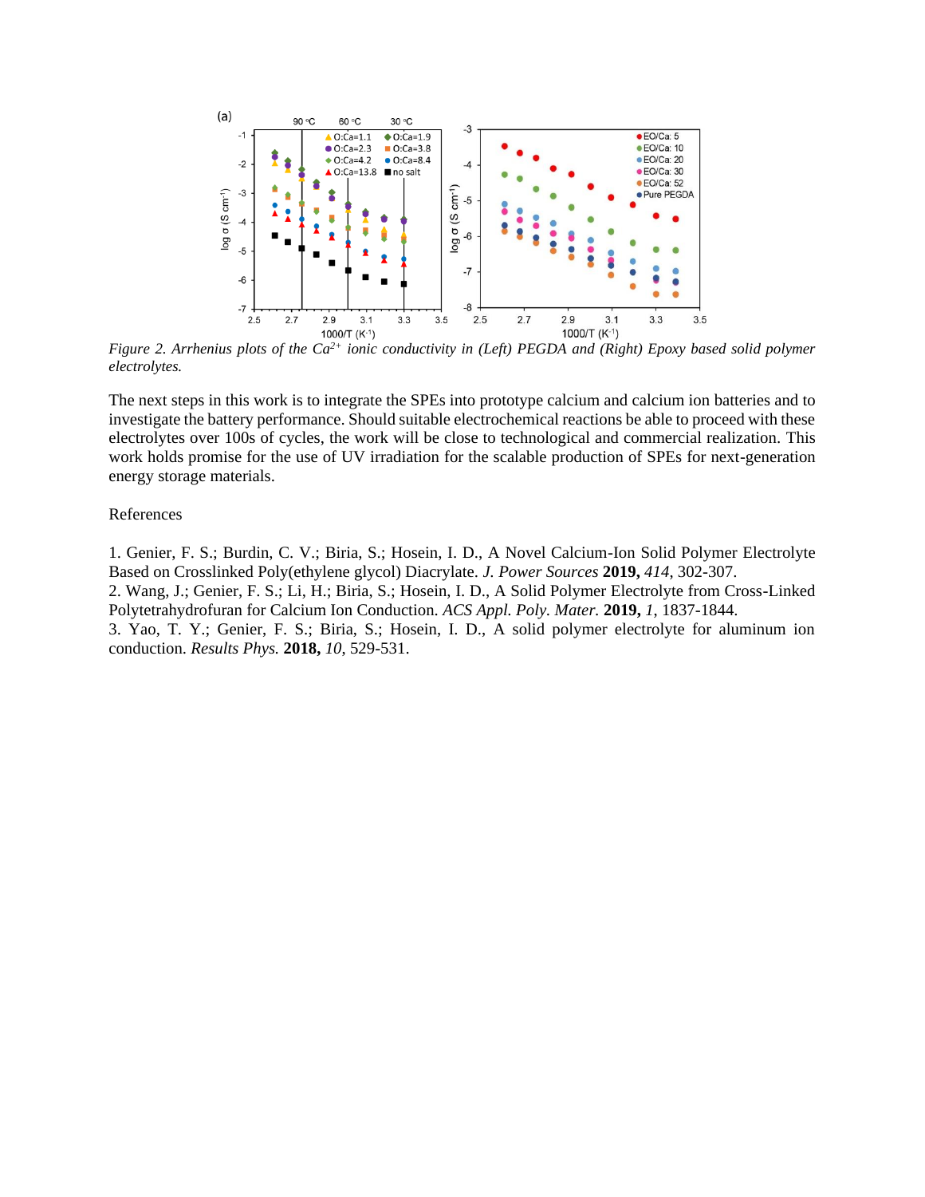(a)

90 °C 60 °C 30 °C

O:Ca=1.1
O:Ca=1.9
O:Ca=2.3
O:Ca=3.8
O:Ca=4.2
O:Ca=8.4
O:Ca=13.8
no salt

log σ (S cm⁻¹)

-1
-2
-3
-4
-5
-6
-7

2.5 2.7 2.9 3.1 3.3 3.5

1000/T (K⁻¹)

EO/Ca: 5
EO/Ca: 10
EO/Ca: 20
EO/Ca: 30
EO/Ca: 52
Pure PEGDA

log σ (S cm⁻¹)

-3
-4
-5
-6
-7
-8

2.5 2.7 2.9 3.1 3.3 3.5

1000/T (K⁻¹)

*Figure 2. Arrhenius plots of the $Ca^{2+}$ ionic conductivity in (Left) PEGDA and (Right) Epoxy based solid polymer electrolytes.*

The next steps in this work is to integrate the SPEs into prototype calcium and calcium ion batteries and to investigate the battery performance. Should suitable electrochemical reactions be able to proceed with these electrolytes over 100s of cycles, the work will be close to technological and commercial realization. This work holds promise for the use of UV irradiation for the scalable production of SPEs for next-generation energy storage materials.

References

1. Genier, F. S.; Burdin, C. V.; Biria, S.; Hosein, I. D., A Novel Calcium-Ion Solid Polymer Electrolyte Based on Crosslinked Poly(ethylene glycol) Diacrylate. *J. Power Sources* **2019,** *414*, 302-307.
2. Wang, J.; Genier, F. S.; Li, H.; Biria, S.; Hosein, I. D., A Solid Polymer Electrolyte from Cross-Linked Polytetrahydrofuran for Calcium Ion Conduction. *ACS Appl. Poly. Mater.* **2019,** *1*, 1837-1844.
3. Yao, T. Y.; Genier, F. S.; Biria, S.; Hosein, I. D., A solid polymer electrolyte for aluminum ion conduction. *Results Phys.* **2018,** *10*, 529-531.